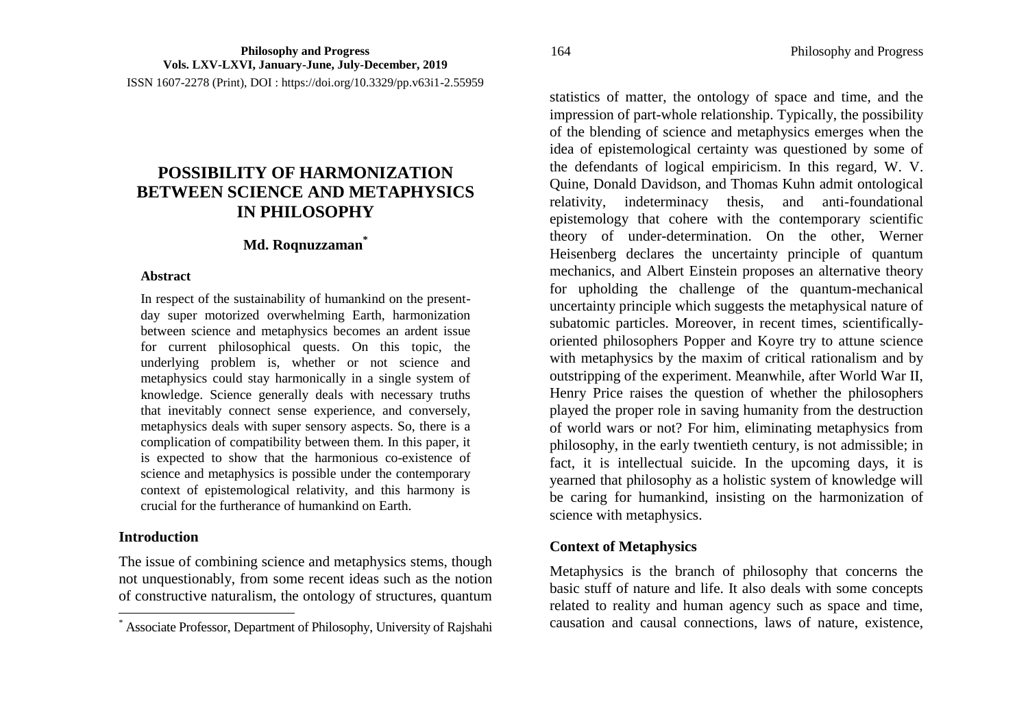# POSSIBILITY OF HARMONIZATION BETWEEN SCIENCE AND METAPHYSICS IN PHILOSOPHY

**Md. Roqnuzzaman***

### Abstract

In respect of the sustainability of humankind on the present-day super motorized overwhelming Earth, harmonization between science and metaphysics becomes an ardent issue for current philosophical quests. On this topic, the underlying problem is, whether or not science and metaphysics could stay harmonically in a single system of knowledge. Science generally deals with necessary truths that inevitably connect sense experience, and conversely, metaphysics deals with super sensory aspects. So, there is a complication of compatibility between them. In this paper, it is expected to show that the harmonious co-existence of science and metaphysics is possible under the contemporary context of epistemological relativity, and this harmony is crucial for the furtherance of humankind on Earth.

## Introduction

The issue of combining science and metaphysics stems, though not unquestionably, from some recent ideas such as the notion of constructive naturalism, the ontology of structures, quantum statistics of matter, the ontology of space and time, and the impression of part-whole relationship. Typically, the possibility of the blending of science and metaphysics emerges when the idea of epistemological certainty was questioned by some of the defendants of logical empiricism. In this regard, W. V. Quine, Donald Davidson, and Thomas Kuhn admit ontological relativity, indeterminacy thesis, and anti-foundational epistemology that cohere with the contemporary scientific theory of under-determination. On the other, Werner Heisenberg declares the uncertainty principle of quantum mechanics, and Albert Einstein proposes an alternative theory for upholding the challenge of the quantum-mechanical uncertainty principle which suggests the metaphysical nature of subatomic particles. Moreover, in recent times, scientifically-oriented philosophers Popper and Koyre try to attune science with metaphysics by the maxim of critical rationalism and by outstripping of the experiment. Meanwhile, after World War II, Henry Price raises the question of whether the philosophers played the proper role in saving humanity from the destruction of world wars or not? For him, eliminating metaphysics from philosophy, in the early twentieth century, is not admissible; in fact, it is intellectual suicide. In the upcoming days, it is yearned that philosophy as a holistic system of knowledge will be caring for humankind, insisting on the harmonization of science with metaphysics.

## Context of Metaphysics

Metaphysics is the branch of philosophy that concerns the basic stuff of nature and life. It also deals with some concepts related to reality and human agency such as space and time, causation and causal connections, laws of nature, existence,

* Associate Professor, Department of Philosophy, University of Rajshahi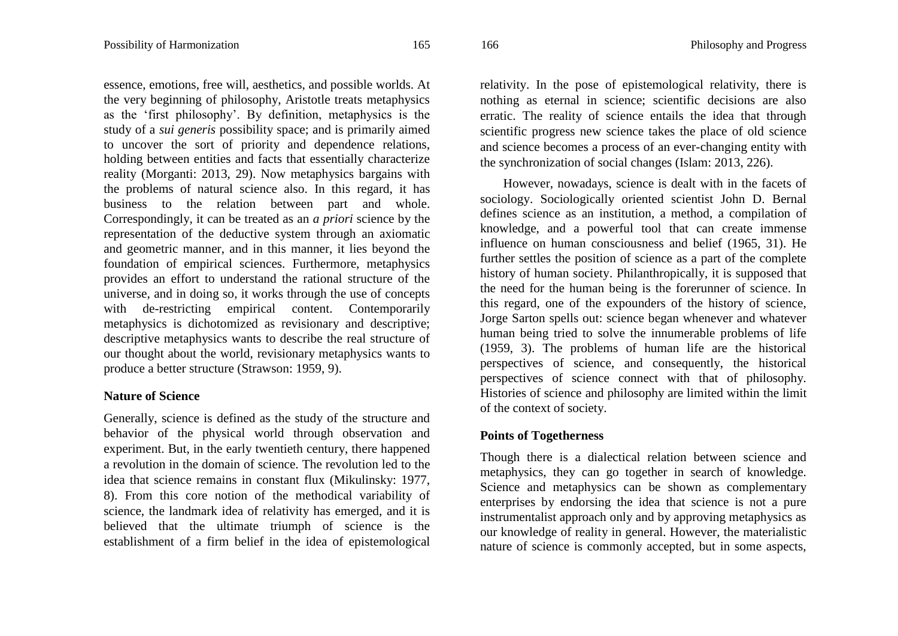essence, emotions, free will, aesthetics, and possible worlds. At the very beginning of philosophy, Aristotle treats metaphysics as the 'first philosophy'. By definition, metaphysics is the study of a *sui generis* possibility space; and is primarily aimed to uncover the sort of priority and dependence relations, holding between entities and facts that essentially characterize reality (Morganti: 2013, 29). Now metaphysics bargains with the problems of natural science also. In this regard, it has business to the relation between part and whole. Correspondingly, it can be treated as an *a priori* science by the representation of the deductive system through an axiomatic and geometric manner, and in this manner, it lies beyond the foundation of empirical sciences. Furthermore, metaphysics provides an effort to understand the rational structure of the universe, and in doing so, it works through the use of concepts with de-restricting empirical content. Contemporarily metaphysics is dichotomized as revisionary and descriptive; descriptive metaphysics wants to describe the real structure of our thought about the world, revisionary metaphysics wants to produce a better structure (Strawson: 1959, 9).

## Nature of Science

Generally, science is defined as the study of the structure and behavior of the physical world through observation and experiment. But, in the early twentieth century, there happened a revolution in the domain of science. The revolution led to the idea that science remains in constant flux (Mikulinsky: 1977, 8). From this core notion of the methodical variability of science, the landmark idea of relativity has emerged, and it is believed that the ultimate triumph of science is the establishment of a firm belief in the idea of epistemological relativity. In the pose of epistemological relativity, there is nothing as eternal in science; scientific decisions are also erratic. The reality of science entails the idea that through scientific progress new science takes the place of old science and science becomes a process of an ever-changing entity with the synchronization of social changes (Islam: 2013, 226).

However, nowadays, science is dealt with in the facets of sociology. Sociologically oriented scientist John D. Bernal defines science as an institution, a method, a compilation of knowledge, and a powerful tool that can create immense influence on human consciousness and belief (1965, 31). He further settles the position of science as a part of the complete history of human society. Philanthropically, it is supposed that the need for the human being is the forerunner of science. In this regard, one of the expounders of the history of science, Jorge Sarton spells out: science began whenever and whatever human being tried to solve the innumerable problems of life (1959, 3). The problems of human life are the historical perspectives of science, and consequently, the historical perspectives of science connect with that of philosophy. Histories of science and philosophy are limited within the limit of the context of society.

## Points of Togetherness

Though there is a dialectical relation between science and metaphysics, they can go together in search of knowledge. Science and metaphysics can be shown as complementary enterprises by endorsing the idea that science is not a pure instrumentalist approach only and by approving metaphysics as our knowledge of reality in general. However, the materialistic nature of science is commonly accepted, but in some aspects,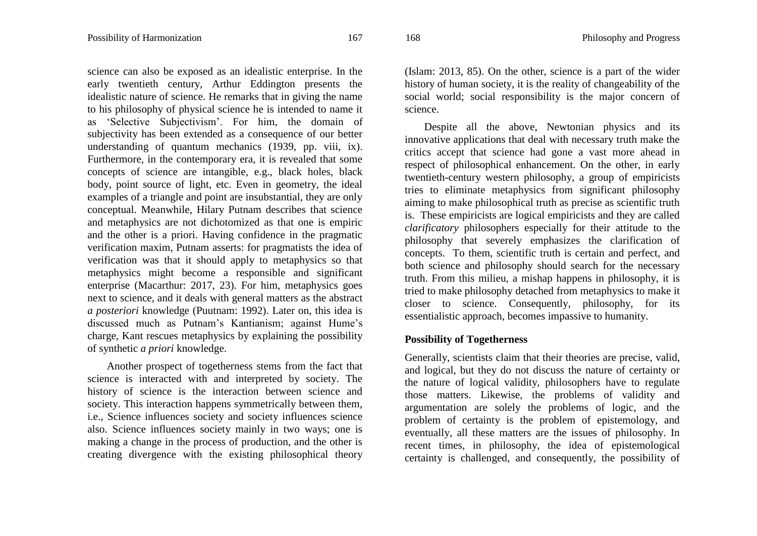science can also be exposed as an idealistic enterprise. In the early twentieth century, Arthur Eddington presents the idealistic nature of science. He remarks that in giving the name to his philosophy of physical science he is intended to name it as 'Selective Subjectivism'. For him, the domain of subjectivity has been extended as a consequence of our better understanding of quantum mechanics (1939, pp. viii, ix). Furthermore, in the contemporary era, it is revealed that some concepts of science are intangible, e.g., black holes, black body, point source of light, etc. Even in geometry, the ideal examples of a triangle and point are insubstantial, they are only conceptual. Meanwhile, Hilary Putnam describes that science and metaphysics are not dichotomized as that one is empiric and the other is a priori. Having confidence in the pragmatic verification maxim, Putnam asserts: for pragmatists the idea of verification was that it should apply to metaphysics so that metaphysics might become a responsible and significant enterprise (Macarthur: 2017, 23). For him, metaphysics goes next to science, and it deals with general matters as the abstract *a posteriori* knowledge (Puutnam: 1992). Later on, this idea is discussed much as Putnam's Kantianism; against Hume's charge, Kant rescues metaphysics by explaining the possibility of synthetic *a priori* knowledge.

Another prospect of togetherness stems from the fact that science is interacted with and interpreted by society. The history of science is the interaction between science and society. This interaction happens symmetrically between them, i.e., Science influences society and society influences science also. Science influences society mainly in two ways; one is making a change in the process of production, and the other is creating divergence with the existing philosophical theory (Islam: 2013, 85). On the other, science is a part of the wider history of human society, it is the reality of changeability of the social world; social responsibility is the major concern of science.

Despite all the above, Newtonian physics and its innovative applications that deal with necessary truth make the critics accept that science had gone a vast more ahead in respect of philosophical enhancement. On the other, in early twentieth-century western philosophy, a group of empiricists tries to eliminate metaphysics from significant philosophy aiming to make philosophical truth as precise as scientific truth is. These empiricists are logical empiricists and they are called *clarificatory* philosophers especially for their attitude to the philosophy that severely emphasizes the clarification of concepts. To them, scientific truth is certain and perfect, and both science and philosophy should search for the necessary truth. From this milieu, a mishap happens in philosophy, it is tried to make philosophy detached from metaphysics to make it closer to science. Consequently, philosophy, for its essentialistic approach, becomes impassive to humanity.

## Possibility of Togetherness

Generally, scientists claim that their theories are precise, valid, and logical, but they do not discuss the nature of certainty or the nature of logical validity, philosophers have to regulate those matters. Likewise, the problems of validity and argumentation are solely the problems of logic, and the problem of certainty is the problem of epistemology, and eventually, all these matters are the issues of philosophy. In recent times, in philosophy, the idea of epistemological certainty is challenged, and consequently, the possibility of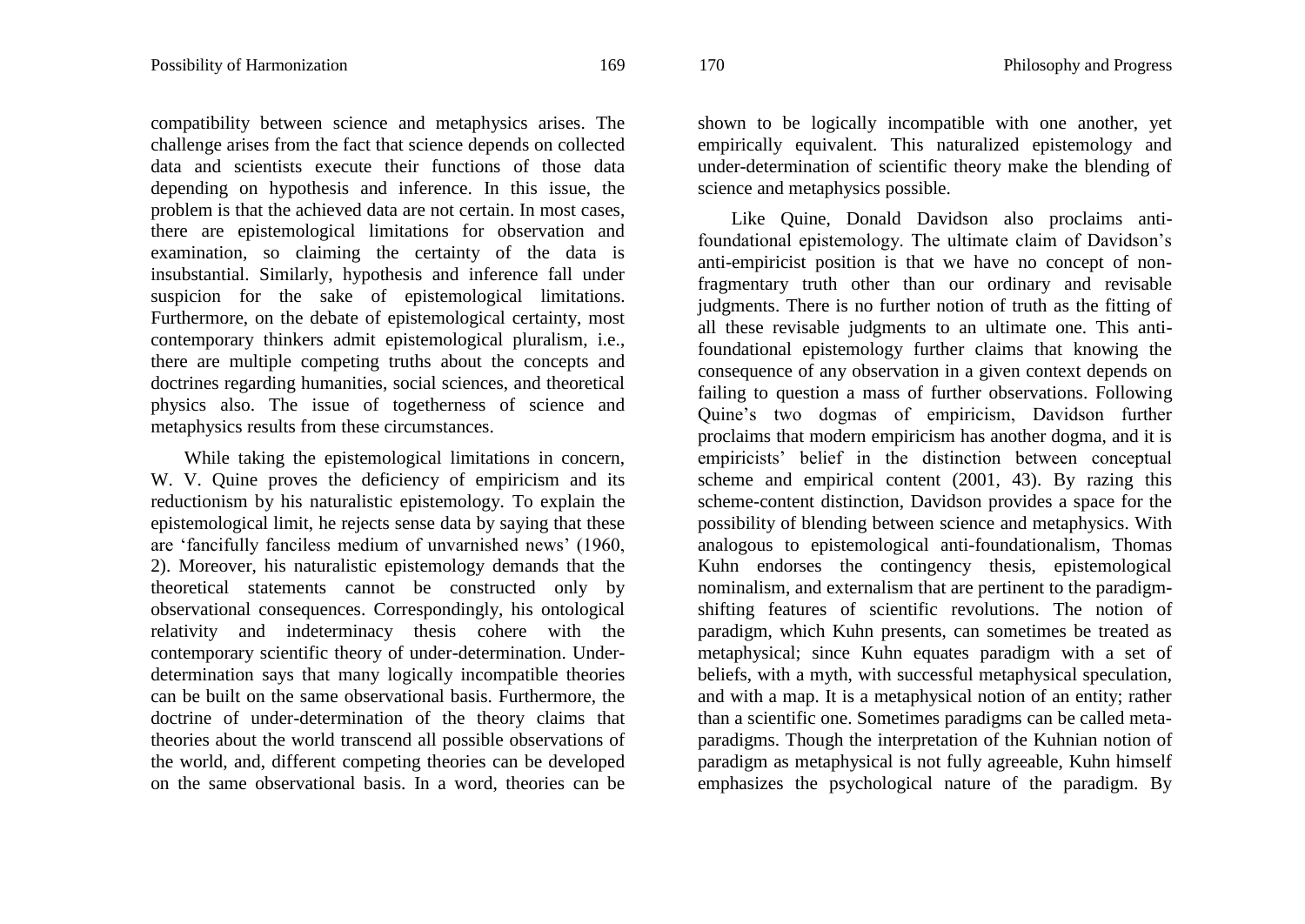compatibility between science and metaphysics arises. The challenge arises from the fact that science depends on collected data and scientists execute their functions of those data depending on hypothesis and inference. In this issue, the problem is that the achieved data are not certain. In most cases, there are epistemological limitations for observation and examination, so claiming the certainty of the data is insubstantial. Similarly, hypothesis and inference fall under suspicion for the sake of epistemological limitations. Furthermore, on the debate of epistemological certainty, most contemporary thinkers admit epistemological pluralism, i.e., there are multiple competing truths about the concepts and doctrines regarding humanities, social sciences, and theoretical physics also. The issue of togetherness of science and metaphysics results from these circumstances.

While taking the epistemological limitations in concern, W. V. Quine proves the deficiency of empiricism and its reductionism by his naturalistic epistemology. To explain the epistemological limit, he rejects sense data by saying that these are 'fancifully fanciless medium of unvarnished news' (1960, 2). Moreover, his naturalistic epistemology demands that the theoretical statements cannot be constructed only by observational consequences. Correspondingly, his ontological relativity and indeterminacy thesis cohere with the contemporary scientific theory of under-determination. Under-determination says that many logically incompatible theories can be built on the same observational basis. Furthermore, the doctrine of under-determination of the theory claims that theories about the world transcend all possible observations of the world, and, different competing theories can be developed on the same observational basis. In a word, theories can be shown to be logically incompatible with one another, yet empirically equivalent. This naturalized epistemology and under-determination of scientific theory make the blending of science and metaphysics possible.

Like Quine, Donald Davidson also proclaims anti-foundational epistemology. The ultimate claim of Davidson's anti-empiricist position is that we have no concept of non-fragmentary truth other than our ordinary and revisable judgments. There is no further notion of truth as the fitting of all these revisable judgments to an ultimate one. This anti-foundational epistemology further claims that knowing the consequence of any observation in a given context depends on failing to question a mass of further observations. Following Quine's two dogmas of empiricism, Davidson further proclaims that modern empiricism has another dogma, and it is empiricists' belief in the distinction between conceptual scheme and empirical content (2001, 43). By razing this scheme-content distinction, Davidson provides a space for the possibility of blending between science and metaphysics. With analogous to epistemological anti-foundationalism, Thomas Kuhn endorses the contingency thesis, epistemological nominalism, and externalism that are pertinent to the paradigm-shifting features of scientific revolutions. The notion of paradigm, which Kuhn presents, can sometimes be treated as metaphysical; since Kuhn equates paradigm with a set of beliefs, with a myth, with successful metaphysical speculation, and with a map. It is a metaphysical notion of an entity; rather than a scientific one. Sometimes paradigms can be called meta-paradigms. Though the interpretation of the Kuhnian notion of paradigm as metaphysical is not fully agreeable, Kuhn himself emphasizes the psychological nature of the paradigm. By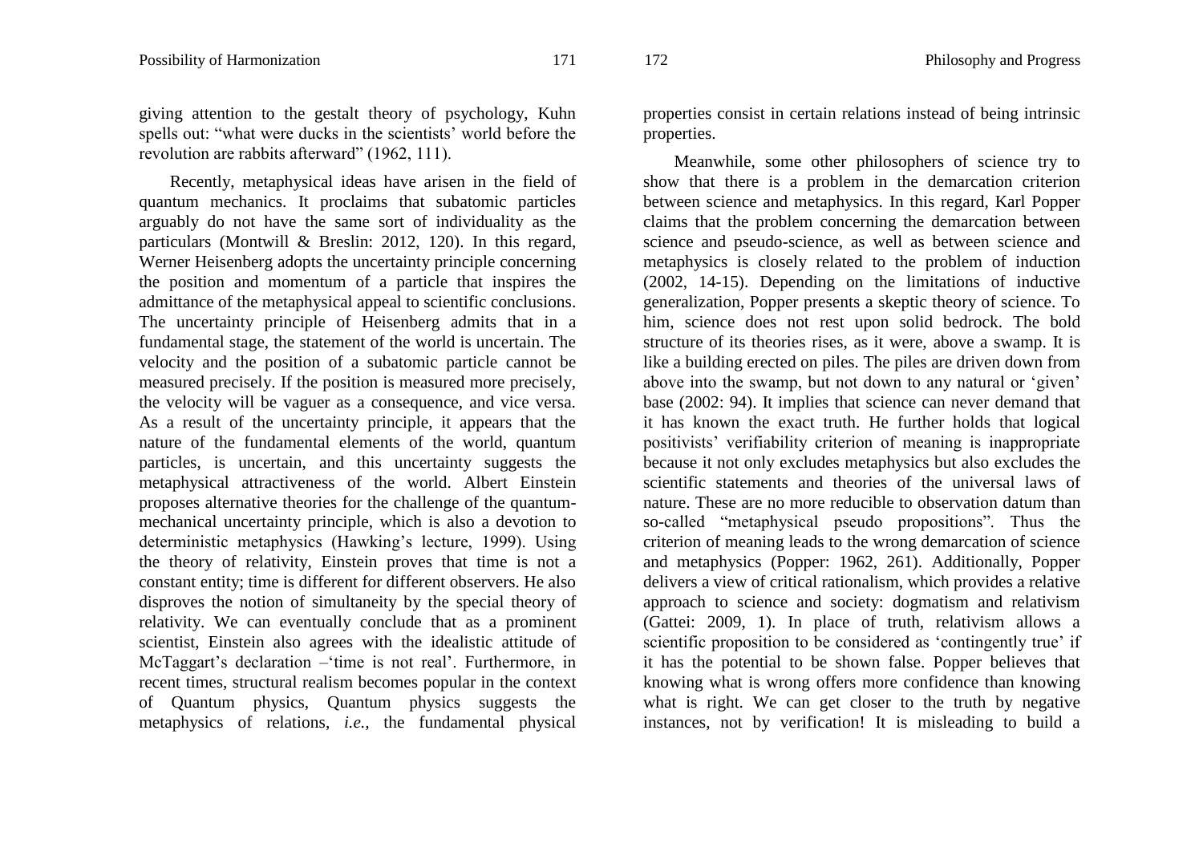giving attention to the gestalt theory of psychology, Kuhn spells out: "what were ducks in the scientists' world before the revolution are rabbits afterward" (1962, 111).

Recently, metaphysical ideas have arisen in the field of quantum mechanics. It proclaims that subatomic particles arguably do not have the same sort of individuality as the particulars (Montwill & Breslin: 2012, 120). In this regard, Werner Heisenberg adopts the uncertainty principle concerning the position and momentum of a particle that inspires the admittance of the metaphysical appeal to scientific conclusions. The uncertainty principle of Heisenberg admits that in a fundamental stage, the statement of the world is uncertain. The velocity and the position of a subatomic particle cannot be measured precisely. If the position is measured more precisely, the velocity will be vaguer as a consequence, and vice versa. As a result of the uncertainty principle, it appears that the nature of the fundamental elements of the world, quantum particles, is uncertain, and this uncertainty suggests the metaphysical attractiveness of the world. Albert Einstein proposes alternative theories for the challenge of the quantum-mechanical uncertainty principle, which is also a devotion to deterministic metaphysics (Hawking's lecture, 1999). Using the theory of relativity, Einstein proves that time is not a constant entity; time is different for different observers. He also disproves the notion of simultaneity by the special theory of relativity. We can eventually conclude that as a prominent scientist, Einstein also agrees with the idealistic attitude of McTaggart's declaration –'time is not real'. Furthermore, in recent times, structural realism becomes popular in the context of Quantum physics, Quantum physics suggests the metaphysics of relations, *i.e.*, the fundamental physical properties consist in certain relations instead of being intrinsic properties.

Meanwhile, some other philosophers of science try to show that there is a problem in the demarcation criterion between science and metaphysics. In this regard, Karl Popper claims that the problem concerning the demarcation between science and pseudo-science, as well as between science and metaphysics is closely related to the problem of induction (2002, 14-15). Depending on the limitations of inductive generalization, Popper presents a skeptic theory of science. To him, science does not rest upon solid bedrock. The bold structure of its theories rises, as it were, above a swamp. It is like a building erected on piles. The piles are driven down from above into the swamp, but not down to any natural or 'given' base (2002: 94). It implies that science can never demand that it has known the exact truth. He further holds that logical positivists' verifiability criterion of meaning is inappropriate because it not only excludes metaphysics but also excludes the scientific statements and theories of the universal laws of nature. These are no more reducible to observation datum than so-called "metaphysical pseudo propositions". Thus the criterion of meaning leads to the wrong demarcation of science and metaphysics (Popper: 1962, 261). Additionally, Popper delivers a view of critical rationalism, which provides a relative approach to science and society: dogmatism and relativism (Gattei: 2009, 1). In place of truth, relativism allows a scientific proposition to be considered as 'contingently true' if it has the potential to be shown false. Popper believes that knowing what is wrong offers more confidence than knowing what is right. We can get closer to the truth by negative instances, not by verification! It is misleading to build a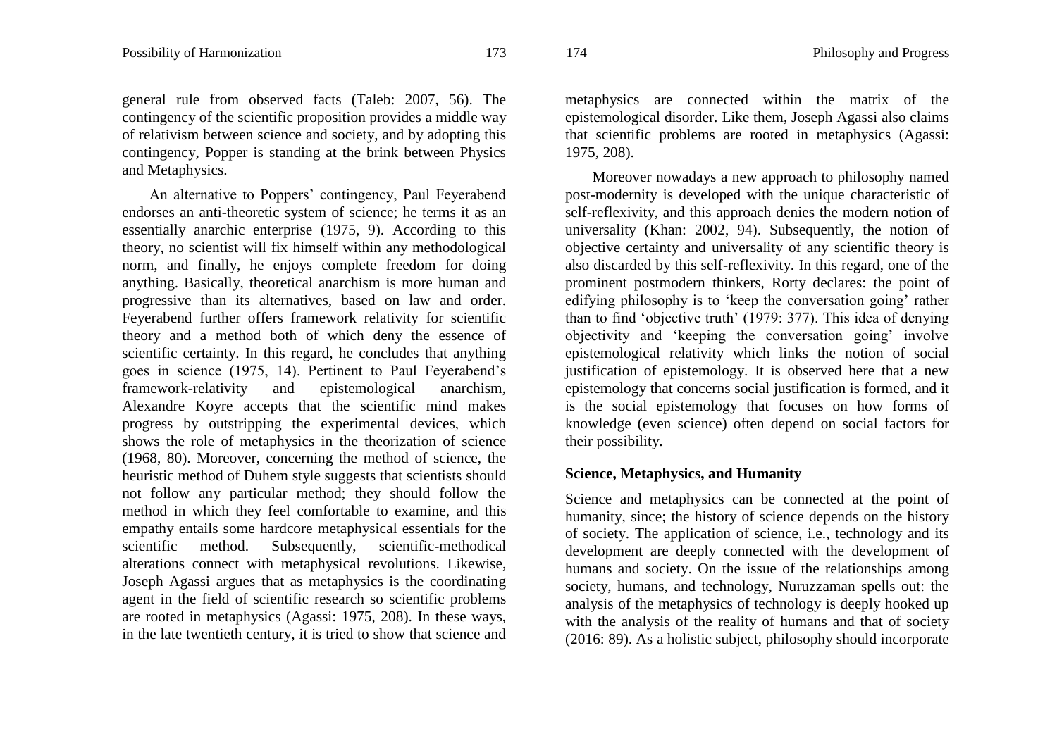general rule from observed facts (Taleb: 2007, 56). The contingency of the scientific proposition provides a middle way of relativism between science and society, and by adopting this contingency, Popper is standing at the brink between Physics and Metaphysics.

An alternative to Poppers' contingency, Paul Feyerabend endorses an anti-theoretic system of science; he terms it as an essentially anarchic enterprise (1975, 9). According to this theory, no scientist will fix himself within any methodological norm, and finally, he enjoys complete freedom for doing anything. Basically, theoretical anarchism is more human and progressive than its alternatives, based on law and order. Feyerabend further offers framework relativity for scientific theory and a method both of which deny the essence of scientific certainty. In this regard, he concludes that anything goes in science (1975, 14). Pertinent to Paul Feyerabend's framework-relativity and epistemological anarchism, Alexandre Koyre accepts that the scientific mind makes progress by outstripping the experimental devices, which shows the role of metaphysics in the theorization of science (1968, 80). Moreover, concerning the method of science, the heuristic method of Duhem style suggests that scientists should not follow any particular method; they should follow the method in which they feel comfortable to examine, and this empathy entails some hardcore metaphysical essentials for the scientific method. Subsequently, scientific-methodical alterations connect with metaphysical revolutions. Likewise, Joseph Agassi argues that as metaphysics is the coordinating agent in the field of scientific research so scientific problems are rooted in metaphysics (Agassi: 1975, 208). In these ways, in the late twentieth century, it is tried to show that science and metaphysics are connected within the matrix of the epistemological disorder. Like them, Joseph Agassi also claims that scientific problems are rooted in metaphysics (Agassi: 1975, 208).

Moreover nowadays a new approach to philosophy named post-modernity is developed with the unique characteristic of self-reflexivity, and this approach denies the modern notion of universality (Khan: 2002, 94). Subsequently, the notion of objective certainty and universality of any scientific theory is also discarded by this self-reflexivity. In this regard, one of the prominent postmodern thinkers, Rorty declares: the point of edifying philosophy is to 'keep the conversation going' rather than to find 'objective truth' (1979: 377). This idea of denying objectivity and 'keeping the conversation going' involve epistemological relativity which links the notion of social justification of epistemology. It is observed here that a new epistemology that concerns social justification is formed, and it is the social epistemology that focuses on how forms of knowledge (even science) often depend on social factors for their possibility.

## Science, Metaphysics, and Humanity

Science and metaphysics can be connected at the point of humanity, since; the history of science depends on the history of society. The application of science, i.e., technology and its development are deeply connected with the development of humans and society. On the issue of the relationships among society, humans, and technology, Nuruzzaman spells out: the analysis of the metaphysics of technology is deeply hooked up with the analysis of the reality of humans and that of society (2016: 89). As a holistic subject, philosophy should incorporate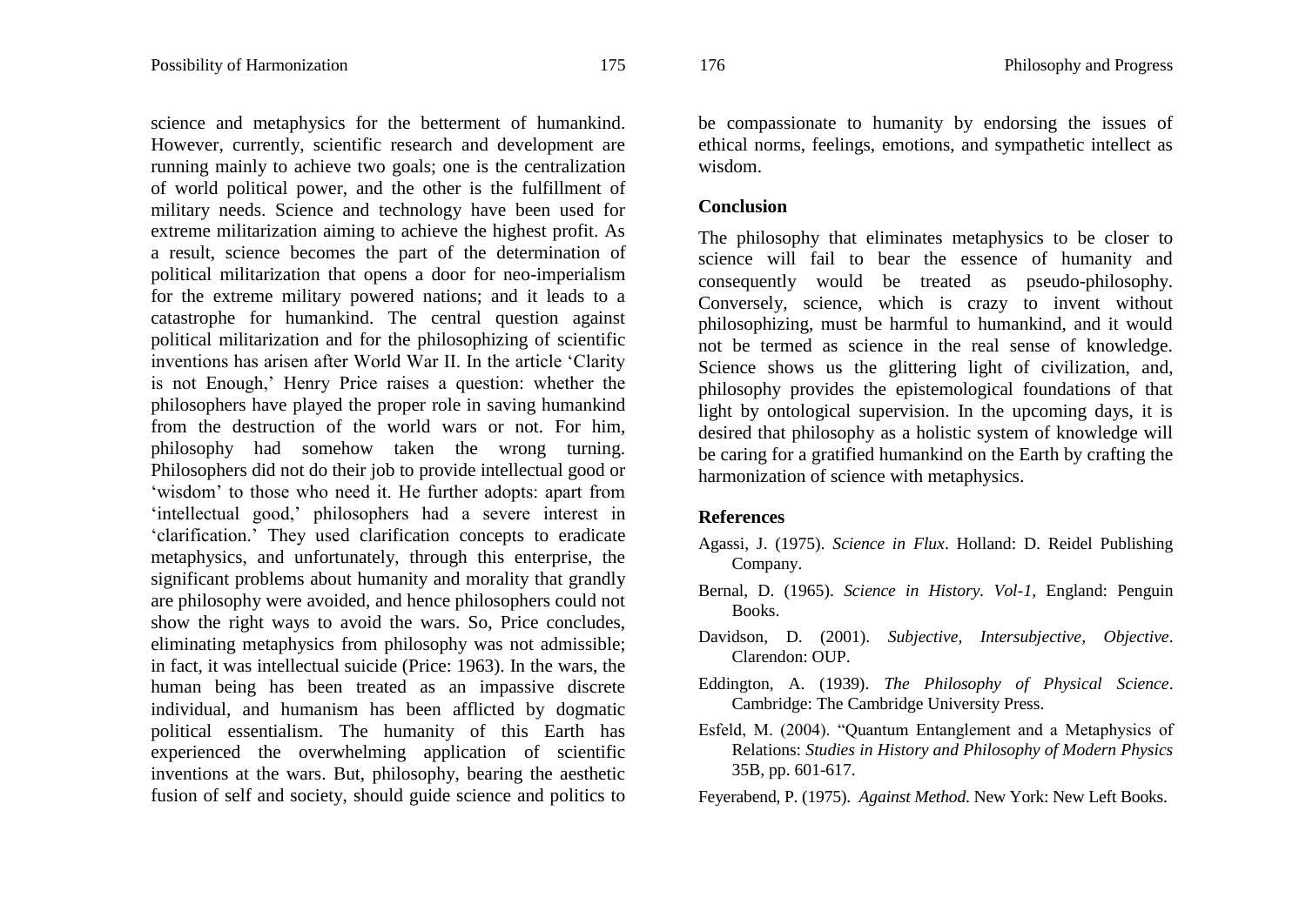science and metaphysics for the betterment of humankind. However, currently, scientific research and development are running mainly to achieve two goals; one is the centralization of world political power, and the other is the fulfillment of military needs. Science and technology have been used for extreme militarization aiming to achieve the highest profit. As a result, science becomes the part of the determination of political militarization that opens a door for neo-imperialism for the extreme military powered nations; and it leads to a catastrophe for humankind. The central question against political militarization and for the philosophizing of scientific inventions has arisen after World War II. In the article 'Clarity is not Enough,' Henry Price raises a question: whether the philosophers have played the proper role in saving humankind from the destruction of the world wars or not. For him, philosophy had somehow taken the wrong turning. Philosophers did not do their job to provide intellectual good or 'wisdom' to those who need it. He further adopts: apart from 'intellectual good,' philosophers had a severe interest in 'clarification.' They used clarification concepts to eradicate metaphysics, and unfortunately, through this enterprise, the significant problems about humanity and morality that grandly are philosophy were avoided, and hence philosophers could not show the right ways to avoid the wars. So, Price concludes, eliminating metaphysics from philosophy was not admissible; in fact, it was intellectual suicide (Price: 1963). In the wars, the human being has been treated as an impassive discrete individual, and humanism has been afflicted by dogmatic political essentialism. The humanity of this Earth has experienced the overwhelming application of scientific inventions at the wars. But, philosophy, bearing the aesthetic fusion of self and society, should guide science and politics to be compassionate to humanity by endorsing the issues of ethical norms, feelings, emotions, and sympathetic intellect as wisdom.

## Conclusion

The philosophy that eliminates metaphysics to be closer to science will fail to bear the essence of humanity and consequently would be treated as pseudo-philosophy. Conversely, science, which is crazy to invent without philosophizing, must be harmful to humankind, and it would not be termed as science in the real sense of knowledge. Science shows us the glittering light of civilization, and, philosophy provides the epistemological foundations of that light by ontological supervision. In the upcoming days, it is desired that philosophy as a holistic system of knowledge will be caring for a gratified humankind on the Earth by crafting the harmonization of science with metaphysics.

## References

Agassi, J. (1975). *Science in Flux*. Holland: D. Reidel Publishing Company.

Bernal, D. (1965). *Science in History. Vol-1*, England: Penguin Books.

Davidson, D. (2001). *Subjective, Intersubjective, Objective*. Clarendon: OUP.

Eddington, A. (1939). *The Philosophy of Physical Science*. Cambridge: The Cambridge University Press.

Esfeld, M. (2004). "Quantum Entanglement and a Metaphysics of Relations: *Studies in History and Philosophy of Modern Physics* 35B, pp. 601-617.

Feyerabend, P. (1975). *Against Method*. New York: New Left Books.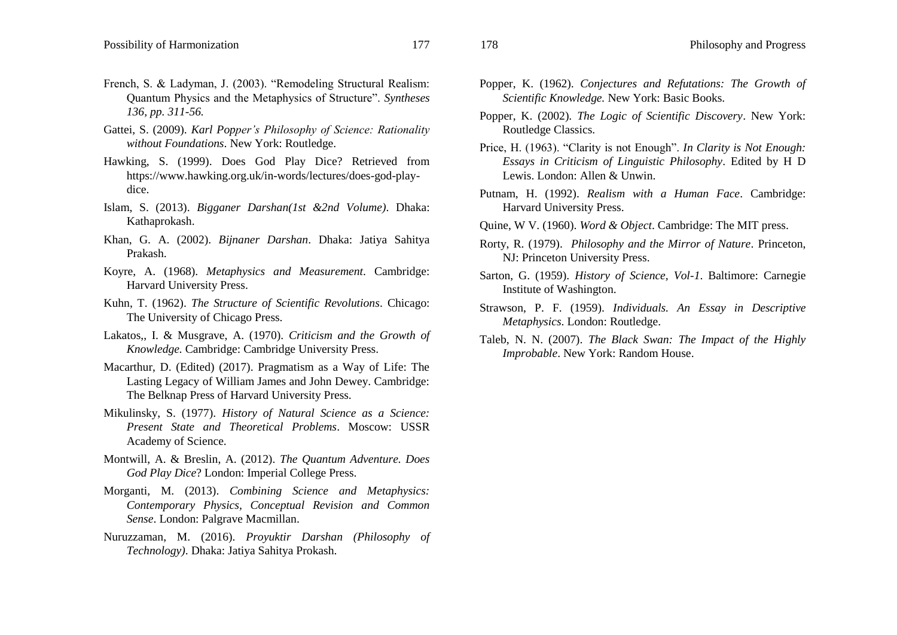French, S. & Ladyman, J. (2003). "Remodeling Structural Realism: Quantum Physics and the Metaphysics of Structure". *Syntheses 136, pp. 311-56.*

Gattei, S. (2009). *Karl Popper's Philosophy of Science: Rationality without Foundations*. New York: Routledge.

Hawking, S. (1999). Does God Play Dice? Retrieved from https://www.hawking.org.uk/in-words/lectures/does-god-play-dice.

Islam, S. (2013). *Bigganer Darshan(1st &2nd Volume)*. Dhaka: Kathaprokash.

Khan, G. A. (2002). *Bijnaner Darshan*. Dhaka: Jatiya Sahitya Prakash.

Koyre, A. (1968). *Metaphysics and Measurement*. Cambridge: Harvard University Press.

Kuhn, T. (1962). *The Structure of Scientific Revolutions*. Chicago: The University of Chicago Press.

Lakatos,, I. & Musgrave, A. (1970). *Criticism and the Growth of Knowledge.* Cambridge: Cambridge University Press.

Macarthur, D. (Edited) (2017). Pragmatism as a Way of Life: The Lasting Legacy of William James and John Dewey. Cambridge: The Belknap Press of Harvard University Press.

Mikulinsky, S. (1977). *History of Natural Science as a Science: Present State and Theoretical Problems*. Moscow: USSR Academy of Science.

Montwill, A. & Breslin, A. (2012). *The Quantum Adventure. Does God Play Dice*? London: Imperial College Press.

Morganti, M. (2013). *Combining Science and Metaphysics: Contemporary Physics, Conceptual Revision and Common Sense*. London: Palgrave Macmillan.

Nuruzzaman, M. (2016). *Proyuktir Darshan (Philosophy of Technology)*. Dhaka: Jatiya Sahitya Prokash.

Popper, K. (1962). *Conjectures and Refutations: The Growth of Scientific Knowledge.* New York: Basic Books.

Popper, K. (2002). *The Logic of Scientific Discovery*. New York: Routledge Classics.

Price, H. (1963). "Clarity is not Enough". *In Clarity is Not Enough: Essays in Criticism of Linguistic Philosophy*. Edited by H D Lewis. London: Allen & Unwin.

Putnam, H. (1992). *Realism with a Human Face*. Cambridge: Harvard University Press.

Quine, W V. (1960). *Word & Object*. Cambridge: The MIT press.

Rorty, R. (1979). *Philosophy and the Mirror of Nature*. Princeton, NJ: Princeton University Press.

Sarton, G. (1959). *History of Science, Vol-1*. Baltimore: Carnegie Institute of Washington.

Strawson, P. F. (1959). *Individuals. An Essay in Descriptive Metaphysics*. London: Routledge.

Taleb, N. N. (2007). *The Black Swan: The Impact of the Highly Improbable*. New York: Random House.